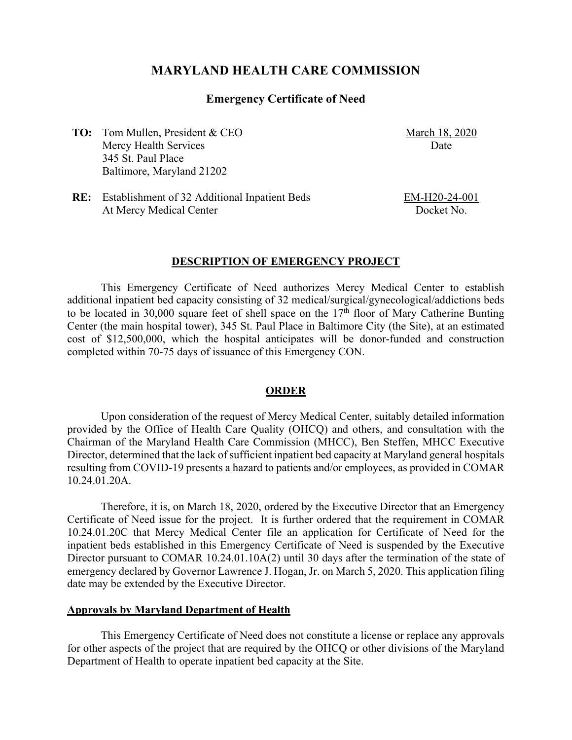# MARYLAND HEALTH CARE COMMISSION

## Emergency Certificate of Need

**TO:** Tom Mullen, President & CEO
Mercy Health Services
345 St. Paul Place
Baltimore, Maryland 21202

March 18, 2020
Date

**RE:** Establishment of 32 Additional Inpatient Beds
At Mercy Medical Center

EM-H20-24-001
Docket No.

### DESCRIPTION OF EMERGENCY PROJECT

This Emergency Certificate of Need authorizes Mercy Medical Center to establish additional inpatient bed capacity consisting of 32 medical/surgical/gynecological/addictions beds to be located in 30,000 square feet of shell space on the 17th floor of Mary Catherine Bunting Center (the main hospital tower), 345 St. Paul Place in Baltimore City (the Site), at an estimated cost of $12,500,000, which the hospital anticipates will be donor-funded and construction completed within 70-75 days of issuance of this Emergency CON.

### ORDER

Upon consideration of the request of Mercy Medical Center, suitably detailed information provided by the Office of Health Care Quality (OHCQ) and others, and consultation with the Chairman of the Maryland Health Care Commission (MHCC), Ben Steffen, MHCC Executive Director, determined that the lack of sufficient inpatient bed capacity at Maryland general hospitals resulting from COVID-19 presents a hazard to patients and/or employees, as provided in COMAR 10.24.01.20A.

Therefore, it is, on March 18, 2020, ordered by the Executive Director that an Emergency Certificate of Need issue for the project. It is further ordered that the requirement in COMAR 10.24.01.20C that Mercy Medical Center file an application for Certificate of Need for the inpatient beds established in this Emergency Certificate of Need is suspended by the Executive Director pursuant to COMAR 10.24.01.10A(2) until 30 days after the termination of the state of emergency declared by Governor Lawrence J. Hogan, Jr. on March 5, 2020. This application filing date may be extended by the Executive Director.

**Approvals by Maryland Department of Health**

This Emergency Certificate of Need does not constitute a license or replace any approvals for other aspects of the project that are required by the OHCQ or other divisions of the Maryland Department of Health to operate inpatient bed capacity at the Site.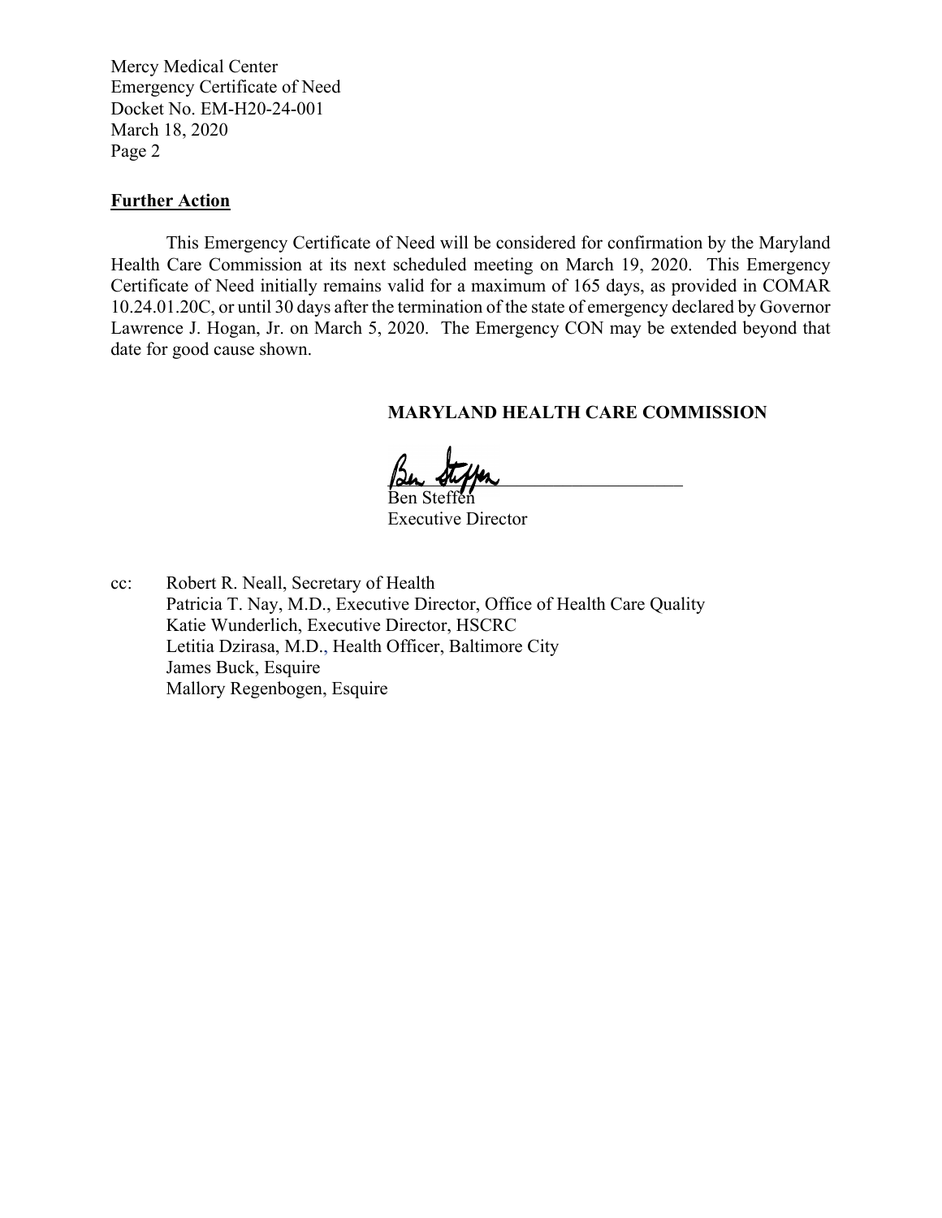## Further Action

This Emergency Certificate of Need will be considered for confirmation by the Maryland Health Care Commission at its next scheduled meeting on March 19, 2020. This Emergency Certificate of Need initially remains valid for a maximum of 165 days, as provided in COMAR 10.24.01.20C, or until 30 days after the termination of the state of emergency declared by Governor Lawrence J. Hogan, Jr. on March 5, 2020. The Emergency CON may be extended beyond that date for good cause shown.

**MARYLAND HEALTH CARE COMMISSION**

Ben Steffen
Executive Director

cc: Robert R. Neall, Secretary of Health
Patricia T. Nay, M.D., Executive Director, Office of Health Care Quality
Katie Wunderlich, Executive Director, HSCRC
Letitia Dzirasa, M.D., Health Officer, Baltimore City
James Buck, Esquire
Mallory Regenbogen, Esquire